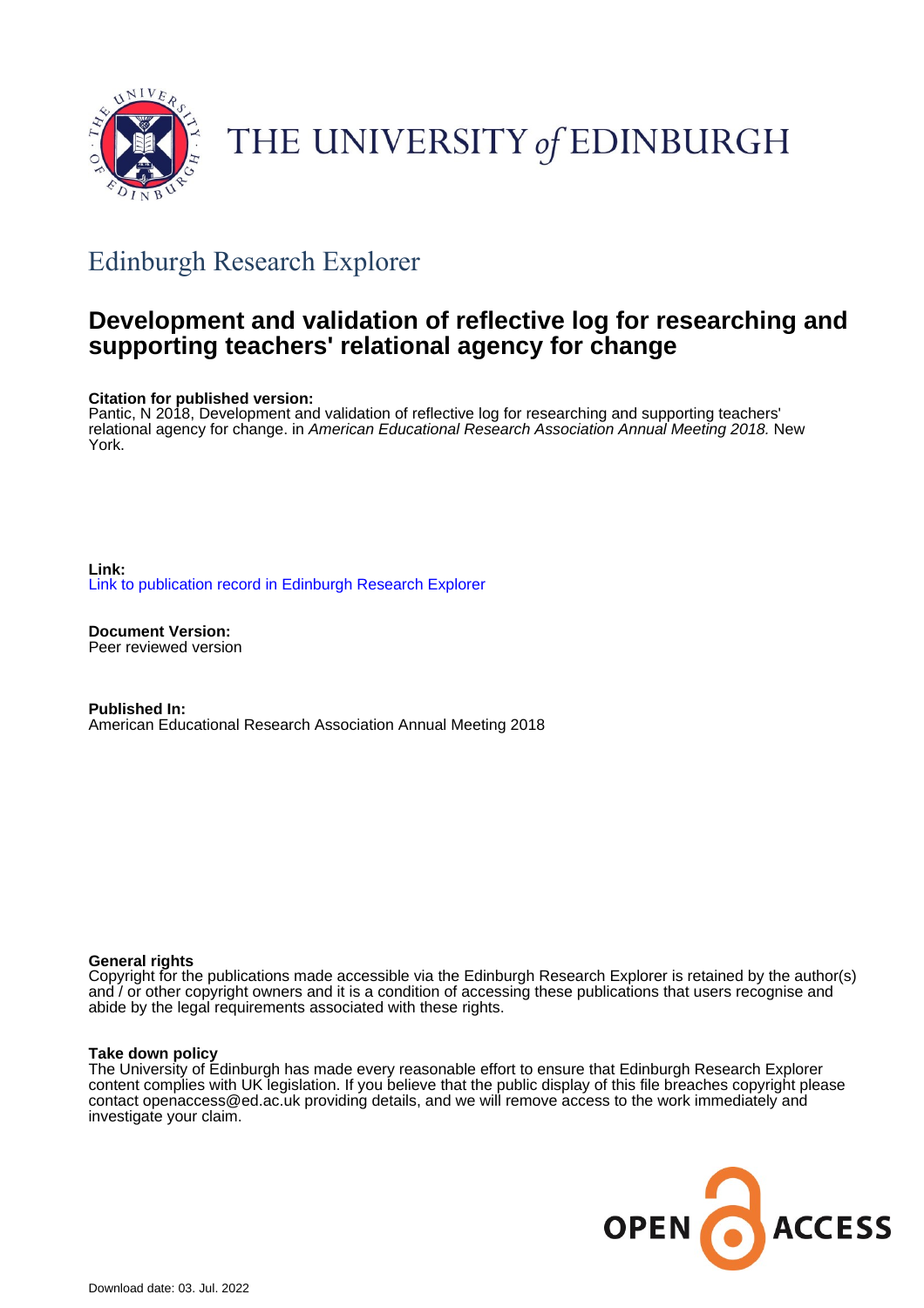THE UNIVERSITY *of* EDINBURGH

## Edinburgh Research Explorer

# Development and validation of reflective log for researching and supporting teachers' relational agency for change

**Citation for published version:**
Pantic, N 2018, Development and validation of reflective log for researching and supporting teachers' relational agency for change. in *American Educational Research Association Annual Meeting 2018.* New York.

**Link:**
Link to publication record in Edinburgh Research Explorer

**Document Version:**
Peer reviewed version

**Published In:**
American Educational Research Association Annual Meeting 2018

**General rights**
Copyright for the publications made accessible via the Edinburgh Research Explorer is retained by the author(s) and / or other copyright owners and it is a condition of accessing these publications that users recognise and abide by the legal requirements associated with these rights.

**Take down policy**
The University of Edinburgh has made every reasonable effort to ensure that Edinburgh Research Explorer content complies with UK legislation. If you believe that the public display of this file breaches copyright please contact openaccess@ed.ac.uk providing details, and we will remove access to the work immediately and investigate your claim.

OPEN ACCESS

Download date: 03. Jul. 2022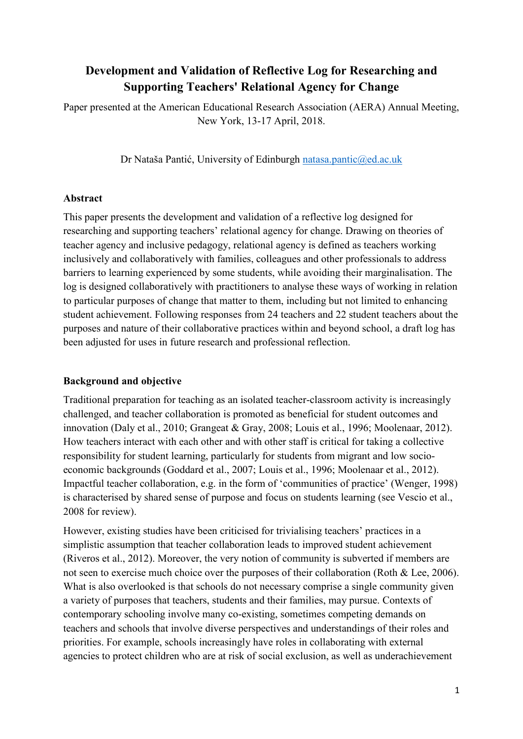# Development and Validation of Reflective Log for Researching and Supporting Teachers' Relational Agency for Change

Paper presented at the American Educational Research Association (AERA) Annual Meeting, New York, 13-17 April, 2018.

Dr Nataša Pantić, University of Edinburgh natasa.pantic@ed.ac.uk

### Abstract

This paper presents the development and validation of a reflective log designed for researching and supporting teachers' relational agency for change. Drawing on theories of teacher agency and inclusive pedagogy, relational agency is defined as teachers working inclusively and collaboratively with families, colleagues and other professionals to address barriers to learning experienced by some students, while avoiding their marginalisation. The log is designed collaboratively with practitioners to analyse these ways of working in relation to particular purposes of change that matter to them, including but not limited to enhancing student achievement. Following responses from 24 teachers and 22 student teachers about the purposes and nature of their collaborative practices within and beyond school, a draft log has been adjusted for uses in future research and professional reflection.

### Background and objective

Traditional preparation for teaching as an isolated teacher-classroom activity is increasingly challenged, and teacher collaboration is promoted as beneficial for student outcomes and innovation (Daly et al., 2010; Grangeat & Gray, 2008; Louis et al., 1996; Moolenaar, 2012). How teachers interact with each other and with other staff is critical for taking a collective responsibility for student learning, particularly for students from migrant and low socio-economic backgrounds (Goddard et al., 2007; Louis et al., 1996; Moolenaar et al., 2012). Impactful teacher collaboration, e.g. in the form of 'communities of practice' (Wenger, 1998) is characterised by shared sense of purpose and focus on students learning (see Vescio et al., 2008 for review).

However, existing studies have been criticised for trivialising teachers' practices in a simplistic assumption that teacher collaboration leads to improved student achievement (Riveros et al., 2012). Moreover, the very notion of community is subverted if members are not seen to exercise much choice over the purposes of their collaboration (Roth & Lee, 2006). What is also overlooked is that schools do not necessary comprise a single community given a variety of purposes that teachers, students and their families, may pursue. Contexts of contemporary schooling involve many co-existing, sometimes competing demands on teachers and schools that involve diverse perspectives and understandings of their roles and priorities. For example, schools increasingly have roles in collaborating with external agencies to protect children who are at risk of social exclusion, as well as underachievement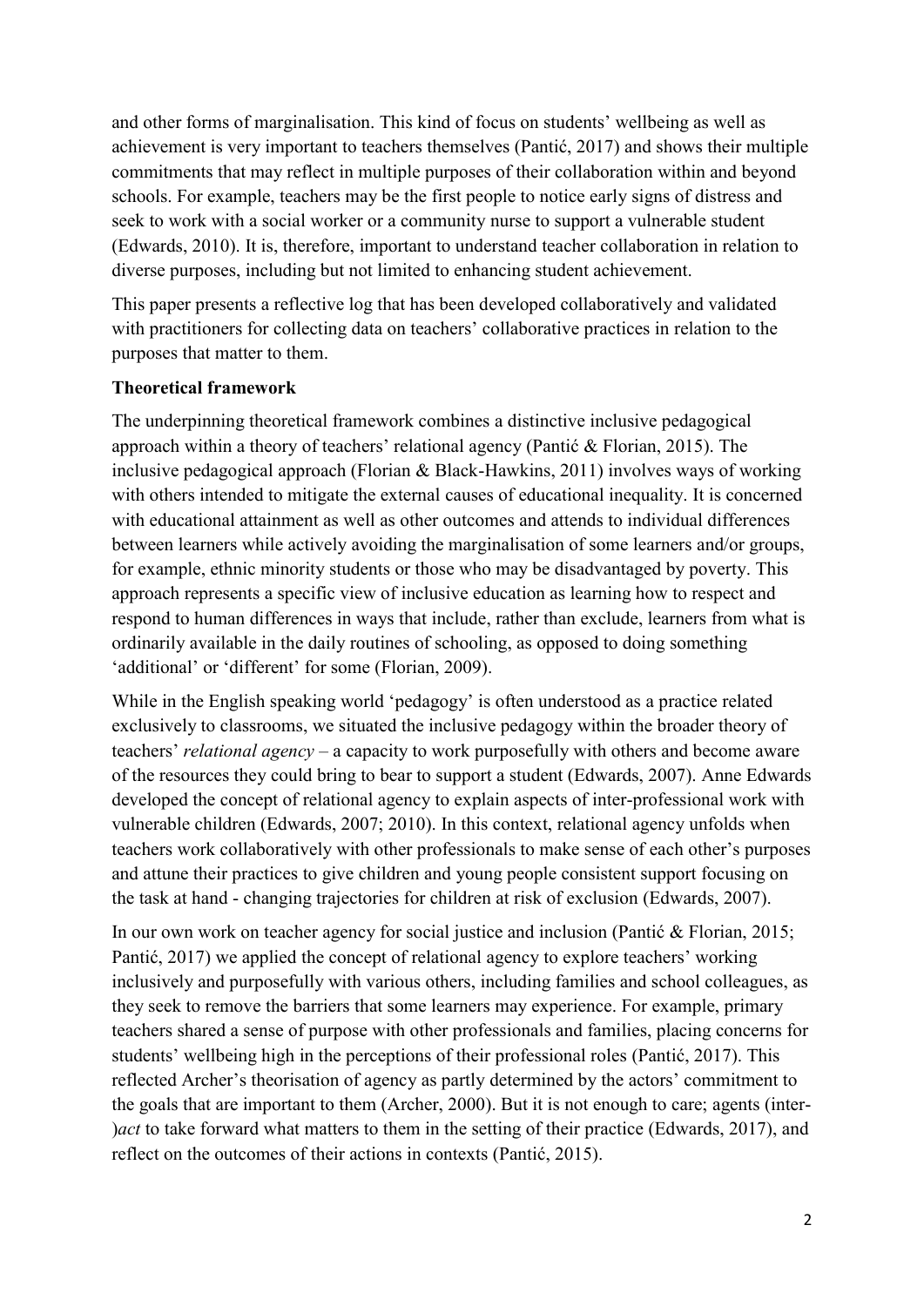and other forms of marginalisation. This kind of focus on students' wellbeing as well as achievement is very important to teachers themselves (Pantić, 2017) and shows their multiple commitments that may reflect in multiple purposes of their collaboration within and beyond schools. For example, teachers may be the first people to notice early signs of distress and seek to work with a social worker or a community nurse to support a vulnerable student (Edwards, 2010). It is, therefore, important to understand teacher collaboration in relation to diverse purposes, including but not limited to enhancing student achievement.

This paper presents a reflective log that has been developed collaboratively and validated with practitioners for collecting data on teachers' collaborative practices in relation to the purposes that matter to them.

**Theoretical framework**

The underpinning theoretical framework combines a distinctive inclusive pedagogical approach within a theory of teachers' relational agency (Pantić & Florian, 2015). The inclusive pedagogical approach (Florian & Black-Hawkins, 2011) involves ways of working with others intended to mitigate the external causes of educational inequality. It is concerned with educational attainment as well as other outcomes and attends to individual differences between learners while actively avoiding the marginalisation of some learners and/or groups, for example, ethnic minority students or those who may be disadvantaged by poverty. This approach represents a specific view of inclusive education as learning how to respect and respond to human differences in ways that include, rather than exclude, learners from what is ordinarily available in the daily routines of schooling, as opposed to doing something 'additional' or 'different' for some (Florian, 2009).

While in the English speaking world 'pedagogy' is often understood as a practice related exclusively to classrooms, we situated the inclusive pedagogy within the broader theory of teachers' *relational agency* – a capacity to work purposefully with others and become aware of the resources they could bring to bear to support a student (Edwards, 2007). Anne Edwards developed the concept of relational agency to explain aspects of inter-professional work with vulnerable children (Edwards, 2007; 2010). In this context, relational agency unfolds when teachers work collaboratively with other professionals to make sense of each other's purposes and attune their practices to give children and young people consistent support focusing on the task at hand - changing trajectories for children at risk of exclusion (Edwards, 2007).

In our own work on teacher agency for social justice and inclusion (Pantić & Florian, 2015; Pantić, 2017) we applied the concept of relational agency to explore teachers' working inclusively and purposefully with various others, including families and school colleagues, as they seek to remove the barriers that some learners may experience. For example, primary teachers shared a sense of purpose with other professionals and families, placing concerns for students' wellbeing high in the perceptions of their professional roles (Pantić, 2017). This reflected Archer's theorisation of agency as partly determined by the actors' commitment to the goals that are important to them (Archer, 2000). But it is not enough to care; agents (inter-)*act* to take forward what matters to them in the setting of their practice (Edwards, 2017), and reflect on the outcomes of their actions in contexts (Pantić, 2015).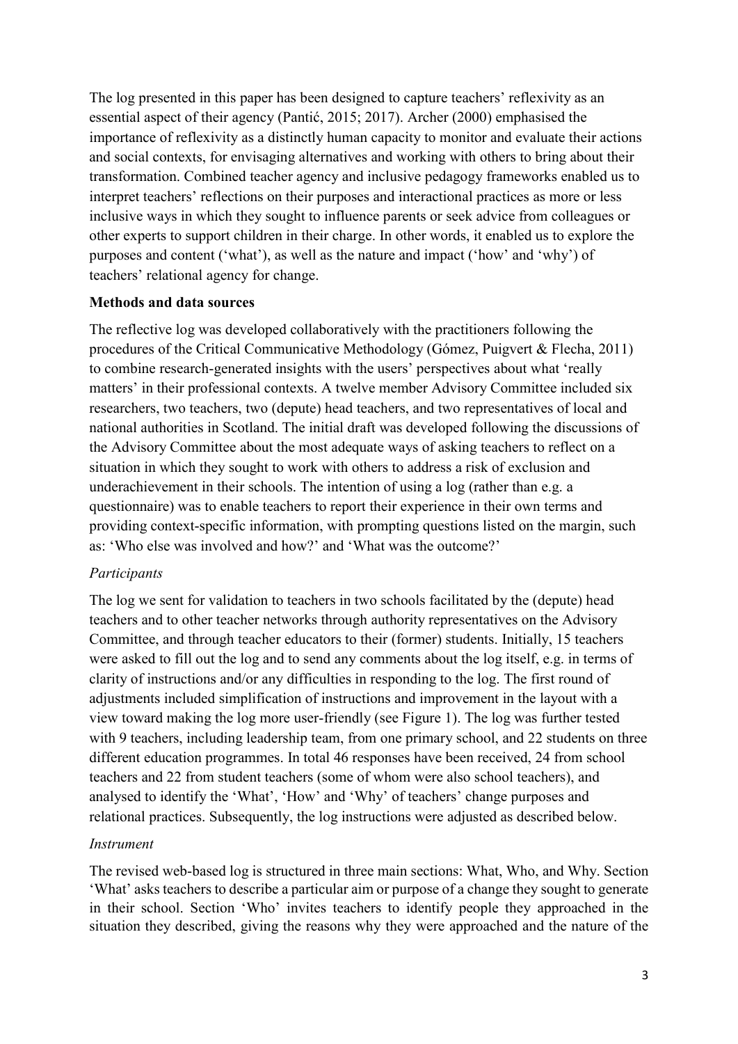The log presented in this paper has been designed to capture teachers' reflexivity as an essential aspect of their agency (Pantić, 2015; 2017). Archer (2000) emphasised the importance of reflexivity as a distinctly human capacity to monitor and evaluate their actions and social contexts, for envisaging alternatives and working with others to bring about their transformation. Combined teacher agency and inclusive pedagogy frameworks enabled us to interpret teachers' reflections on their purposes and interactional practices as more or less inclusive ways in which they sought to influence parents or seek advice from colleagues or other experts to support children in their charge. In other words, it enabled us to explore the purposes and content ('what'), as well as the nature and impact ('how' and 'why') of teachers' relational agency for change.

## Methods and data sources

The reflective log was developed collaboratively with the practitioners following the procedures of the Critical Communicative Methodology (Gómez, Puigvert & Flecha, 2011) to combine research-generated insights with the users' perspectives about what 'really matters' in their professional contexts. A twelve member Advisory Committee included six researchers, two teachers, two (depute) head teachers, and two representatives of local and national authorities in Scotland. The initial draft was developed following the discussions of the Advisory Committee about the most adequate ways of asking teachers to reflect on a situation in which they sought to work with others to address a risk of exclusion and underachievement in their schools. The intention of using a log (rather than e.g. a questionnaire) was to enable teachers to report their experience in their own terms and providing context-specific information, with prompting questions listed on the margin, such as: 'Who else was involved and how?' and 'What was the outcome?'

### *Participants*

The log we sent for validation to teachers in two schools facilitated by the (depute) head teachers and to other teacher networks through authority representatives on the Advisory Committee, and through teacher educators to their (former) students. Initially, 15 teachers were asked to fill out the log and to send any comments about the log itself, e.g. in terms of clarity of instructions and/or any difficulties in responding to the log. The first round of adjustments included simplification of instructions and improvement in the layout with a view toward making the log more user-friendly (see Figure 1). The log was further tested with 9 teachers, including leadership team, from one primary school, and 22 students on three different education programmes. In total 46 responses have been received, 24 from school teachers and 22 from student teachers (some of whom were also school teachers), and analysed to identify the 'What', 'How' and 'Why' of teachers' change purposes and relational practices. Subsequently, the log instructions were adjusted as described below.

### *Instrument*

The revised web-based log is structured in three main sections: What, Who, and Why. Section 'What' asks teachers to describe a particular aim or purpose of a change they sought to generate in their school. Section 'Who' invites teachers to identify people they approached in the situation they described, giving the reasons why they were approached and the nature of the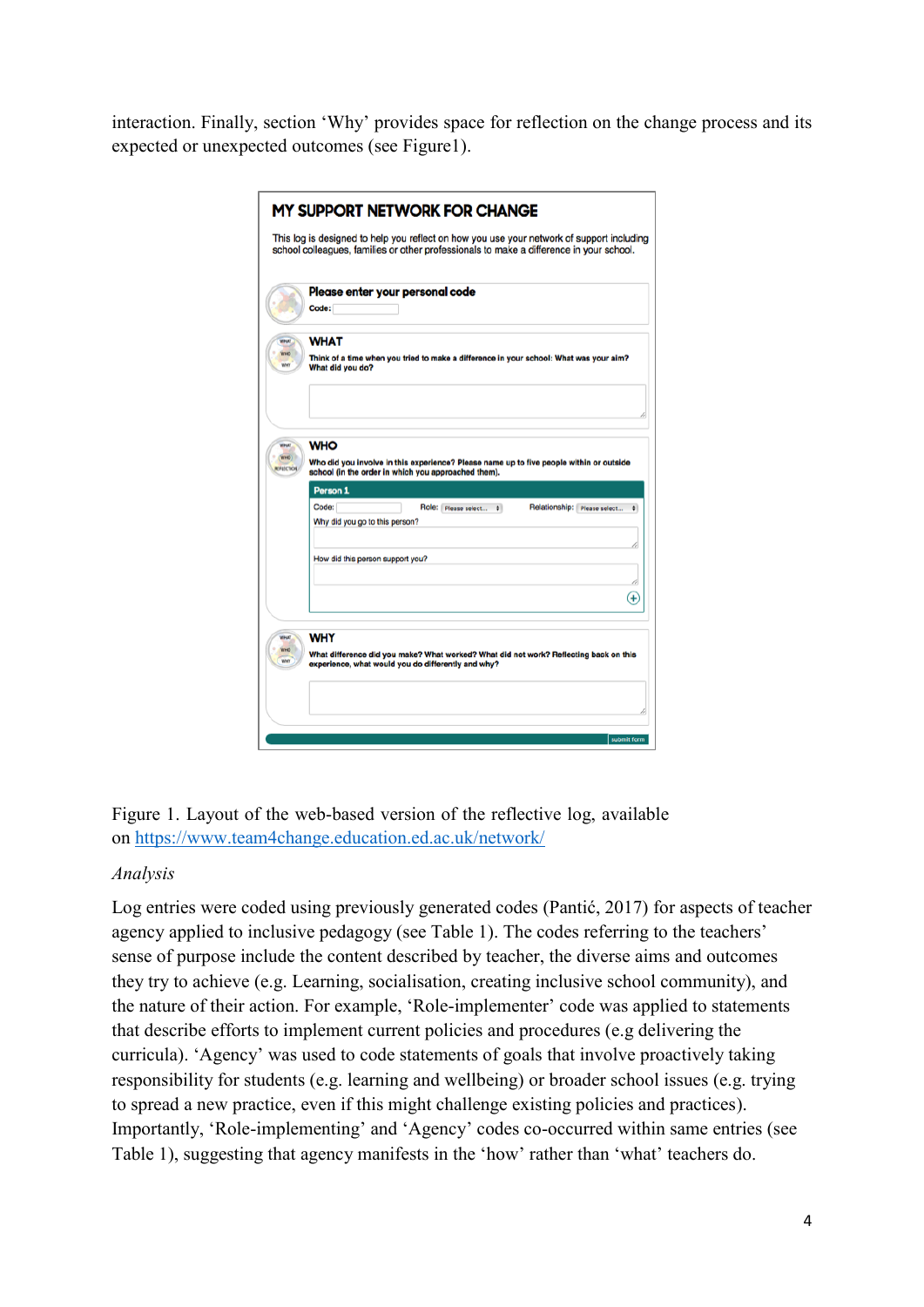interaction. Finally, section 'Why' provides space for reflection on the change process and its expected or unexpected outcomes (see Figure1).

Figure 1. Layout of the web-based version of the reflective log, available on https://www.team4change.education.ed.ac.uk/network/

*Analysis*

Log entries were coded using previously generated codes (Pantić, 2017) for aspects of teacher agency applied to inclusive pedagogy (see Table 1). The codes referring to the teachers' sense of purpose include the content described by teacher, the diverse aims and outcomes they try to achieve (e.g. Learning, socialisation, creating inclusive school community), and the nature of their action. For example, 'Role-implementer' code was applied to statements that describe efforts to implement current policies and procedures (e.g delivering the curricula). 'Agency' was used to code statements of goals that involve proactively taking responsibility for students (e.g. learning and wellbeing) or broader school issues (e.g. trying to spread a new practice, even if this might challenge existing policies and practices). Importantly, 'Role-implementing' and 'Agency' codes co-occurred within same entries (see Table 1), suggesting that agency manifests in the 'how' rather than 'what' teachers do.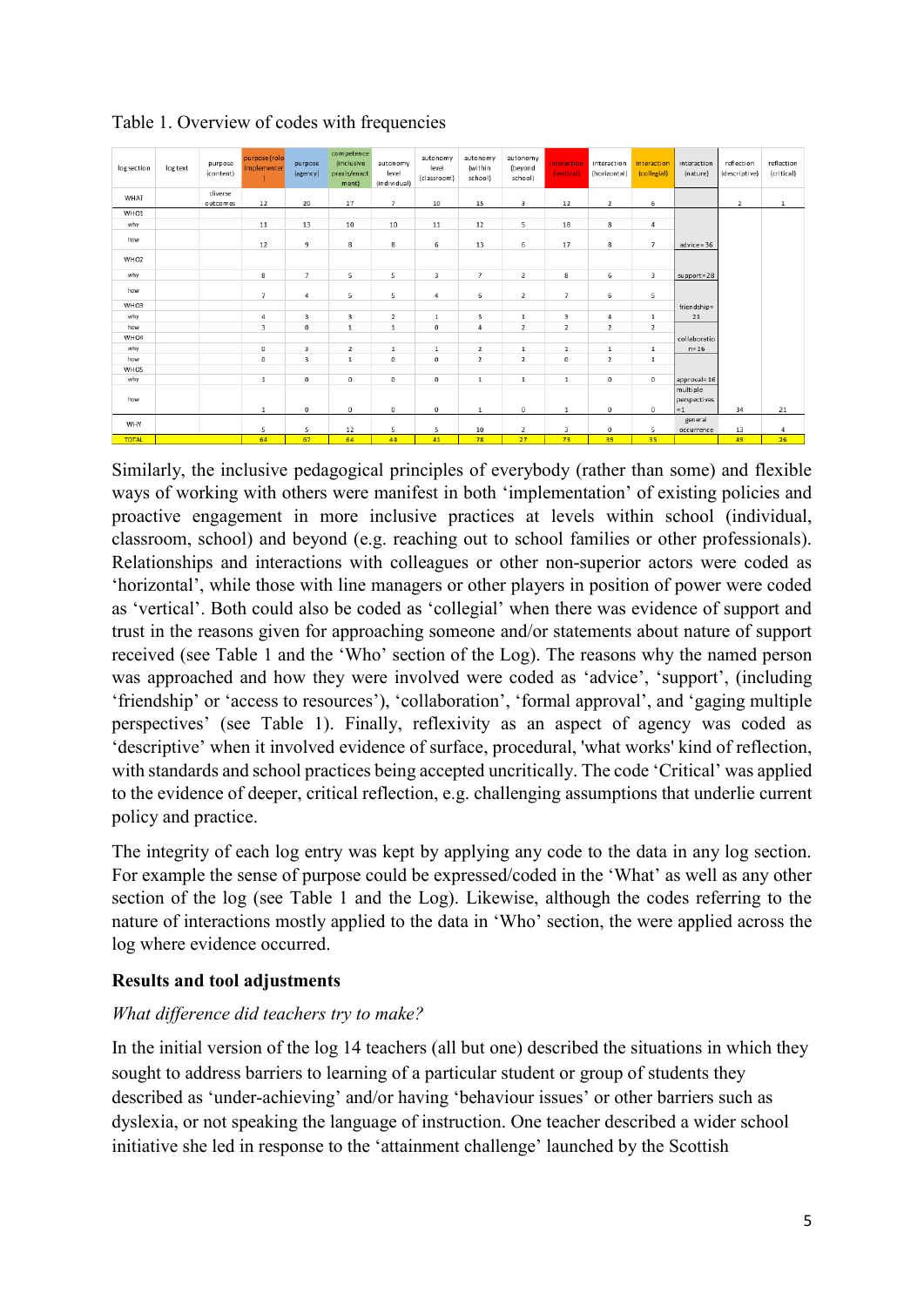Table 1. Overview of codes with frequencies

| log section | log text | purpose (content) | purpose (role implementer) | purpose (agency) | competence (inclusive praxis/enactment) | autonomy level (individual) | autonomy level (classroom) | autonomy (within school) | autonomy (beyond school) | interaction (vertical) | interaction (horizontal) | interaction (collegial) | interaction (nature) | reflection (descriptive) | reflection (critical) |
|---|---|---|---|---|---|---|---|---|---|---|---|---|---|---|---|
| WHAT | | diverse outcomes | 12 | 20 | 17 | 7 | 10 | 15 | 3 | 12 | 2 | 6 | | 2 | 1 |
| WHO1 | | | | | | | | | | | | | | | |
| why | | | 11 | 13 | 10 | 10 | 11 | 12 | 5 | 18 | 8 | 4 | | | |
| how | | | 12 | 9 | 8 | 8 | 6 | 13 | 6 | 17 | 8 | 7 | advice= 36 | | |
| WHO2 | | | | | | | | | | | | | | | |
| why | | | 8 | 7 | 5 | 5 | 3 | 7 | 2 | 8 | 6 | 3 | support=28 | | |
| how | | | 7 | 4 | 5 | 5 | 4 | 6 | 2 | 7 | 6 | 5 | | | |
| WHO3 | | | | | | | | | | | | | friendship= 21 | | |
| why | | | 4 | 3 | 3 | 2 | 1 | 5 | 1 | 3 | 4 | 1 | | | |
| how | | | 3 | 0 | 1 | 1 | 0 | 4 | 2 | 2 | 2 | 2 | | | |
| WHO4 | | | | | | | | | | | | | collaboration=16 | | |
| why | | | 0 | 3 | 2 | 1 | 1 | 2 | 1 | 1 | 1 | 1 | | | |
| how | | | 0 | 3 | 1 | 0 | 0 | 2 | 2 | 0 | 2 | 1 | | | |
| WHO5 | | | | | | | | | | | | | | | |
| why | | | 1 | 0 | 0 | 0 | 0 | 1 | 1 | 1 | 0 | 0 | approval= 16 | | |
| how | | | 1 | 0 | 0 | 0 | 0 | 1 | 0 | 1 | 0 | 0 | multiple perspectives =1 | 34 | 21 |
| WHY | | | 5 | 5 | 12 | 5 | 5 | 10 | 2 | 3 | 0 | 5 | general occurrence | 13 | 4 |
| TOTAL | | | 64 | 67 | 64 | 44 | 41 | 78 | 27 | 73 | 39 | 35 | | 49 | 26 |

Similarly, the inclusive pedagogical principles of everybody (rather than some) and flexible ways of working with others were manifest in both 'implementation' of existing policies and proactive engagement in more inclusive practices at levels within school (individual, classroom, school) and beyond (e.g. reaching out to school families or other professionals). Relationships and interactions with colleagues or other non-superior actors were coded as 'horizontal', while those with line managers or other players in position of power were coded as 'vertical'. Both could also be coded as 'collegial' when there was evidence of support and trust in the reasons given for approaching someone and/or statements about nature of support received (see Table 1 and the 'Who' section of the Log). The reasons why the named person was approached and how they were involved were coded as 'advice', 'support', (including 'friendship' or 'access to resources'), 'collaboration', 'formal approval', and 'gaging multiple perspectives' (see Table 1). Finally, reflexivity as an aspect of agency was coded as 'descriptive' when it involved evidence of surface, procedural, 'what works' kind of reflection, with standards and school practices being accepted uncritically. The code 'Critical' was applied to the evidence of deeper, critical reflection, e.g. challenging assumptions that underlie current policy and practice.

The integrity of each log entry was kept by applying any code to the data in any log section. For example the sense of purpose could be expressed/coded in the 'What' as well as any other section of the log (see Table 1 and the Log). Likewise, although the codes referring to the nature of interactions mostly applied to the data in 'Who' section, the were applied across the log where evidence occurred.

## Results and tool adjustments

*What difference did teachers try to make?*

In the initial version of the log 14 teachers (all but one) described the situations in which they sought to address barriers to learning of a particular student or group of students they described as 'under-achieving' and/or having 'behaviour issues' or other barriers such as dyslexia, or not speaking the language of instruction. One teacher described a wider school initiative she led in response to the 'attainment challenge' launched by the Scottish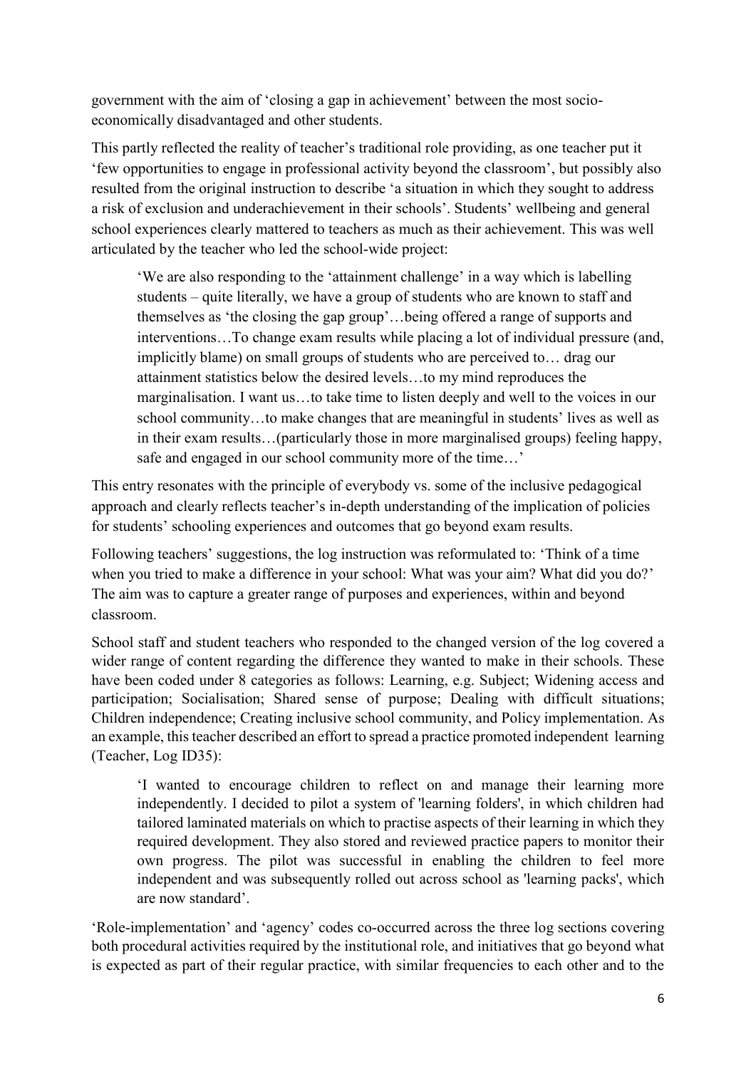government with the aim of 'closing a gap in achievement' between the most socio-economically disadvantaged and other students.

This partly reflected the reality of teacher's traditional role providing, as one teacher put it 'few opportunities to engage in professional activity beyond the classroom', but possibly also resulted from the original instruction to describe 'a situation in which they sought to address a risk of exclusion and underachievement in their schools'. Students' wellbeing and general school experiences clearly mattered to teachers as much as their achievement. This was well articulated by the teacher who led the school-wide project:

> 'We are also responding to the 'attainment challenge' in a way which is labelling students – quite literally, we have a group of students who are known to staff and themselves as 'the closing the gap group'…being offered a range of supports and interventions…To change exam results while placing a lot of individual pressure (and, implicitly blame) on small groups of students who are perceived to… drag our attainment statistics below the desired levels…to my mind reproduces the marginalisation. I want us…to take time to listen deeply and well to the voices in our school community…to make changes that are meaningful in students' lives as well as in their exam results…(particularly those in more marginalised groups) feeling happy, safe and engaged in our school community more of the time…'

This entry resonates with the principle of everybody vs. some of the inclusive pedagogical approach and clearly reflects teacher's in-depth understanding of the implication of policies for students' schooling experiences and outcomes that go beyond exam results.

Following teachers' suggestions, the log instruction was reformulated to: 'Think of a time when you tried to make a difference in your school: What was your aim? What did you do?' The aim was to capture a greater range of purposes and experiences, within and beyond classroom.

School staff and student teachers who responded to the changed version of the log covered a wider range of content regarding the difference they wanted to make in their schools. These have been coded under 8 categories as follows: Learning, e.g. Subject; Widening access and participation; Socialisation; Shared sense of purpose; Dealing with difficult situations; Children independence; Creating inclusive school community, and Policy implementation. As an example, this teacher described an effort to spread a practice promoted independent learning (Teacher, Log ID35):

> 'I wanted to encourage children to reflect on and manage their learning more independently. I decided to pilot a system of 'learning folders', in which children had tailored laminated materials on which to practise aspects of their learning in which they required development. They also stored and reviewed practice papers to monitor their own progress. The pilot was successful in enabling the children to feel more independent and was subsequently rolled out across school as 'learning packs', which are now standard'.

'Role-implementation' and 'agency' codes co-occurred across the three log sections covering both procedural activities required by the institutional role, and initiatives that go beyond what is expected as part of their regular practice, with similar frequencies to each other and to the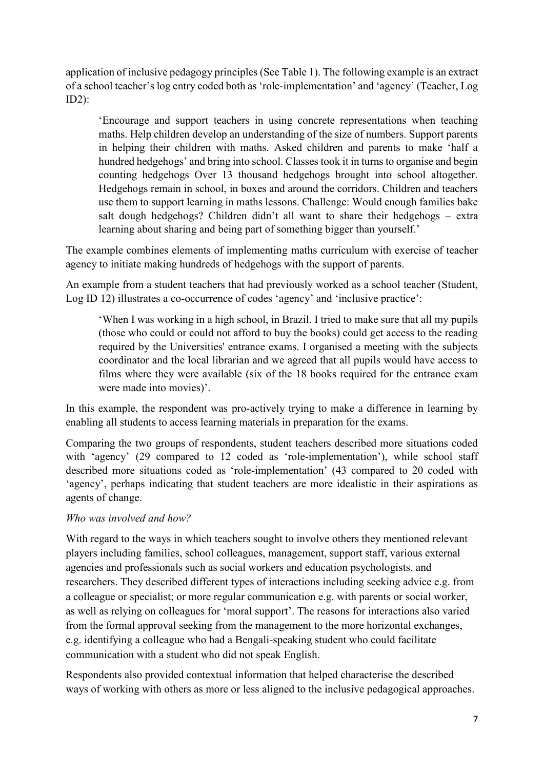application of inclusive pedagogy principles (See Table 1). The following example is an extract of a school teacher's log entry coded both as 'role-implementation' and 'agency' (Teacher, Log ID2):

> 'Encourage and support teachers in using concrete representations when teaching maths. Help children develop an understanding of the size of numbers. Support parents in helping their children with maths. Asked children and parents to make 'half a hundred hedgehogs' and bring into school. Classes took it in turns to organise and begin counting hedgehogs Over 13 thousand hedgehogs brought into school altogether. Hedgehogs remain in school, in boxes and around the corridors. Children and teachers use them to support learning in maths lessons. Challenge: Would enough families bake salt dough hedgehogs? Children didn't all want to share their hedgehogs – extra learning about sharing and being part of something bigger than yourself.'

The example combines elements of implementing maths curriculum with exercise of teacher agency to initiate making hundreds of hedgehogs with the support of parents.

An example from a student teachers that had previously worked as a school teacher (Student, Log ID 12) illustrates a co-occurrence of codes 'agency' and 'inclusive practice':

> 'When I was working in a high school, in Brazil. I tried to make sure that all my pupils (those who could or could not afford to buy the books) could get access to the reading required by the Universities' entrance exams. I organised a meeting with the subjects coordinator and the local librarian and we agreed that all pupils would have access to films where they were available (six of the 18 books required for the entrance exam were made into movies)'.

In this example, the respondent was pro-actively trying to make a difference in learning by enabling all students to access learning materials in preparation for the exams.

Comparing the two groups of respondents, student teachers described more situations coded with 'agency' (29 compared to 12 coded as 'role-implementation'), while school staff described more situations coded as 'role-implementation' (43 compared to 20 coded with 'agency', perhaps indicating that student teachers are more idealistic in their aspirations as agents of change.

*Who was involved and how?*

With regard to the ways in which teachers sought to involve others they mentioned relevant players including families, school colleagues, management, support staff, various external agencies and professionals such as social workers and education psychologists, and researchers. They described different types of interactions including seeking advice e.g. from a colleague or specialist; or more regular communication e.g. with parents or social worker, as well as relying on colleagues for 'moral support'. The reasons for interactions also varied from the formal approval seeking from the management to the more horizontal exchanges, e.g. identifying a colleague who had a Bengali-speaking student who could facilitate communication with a student who did not speak English.

Respondents also provided contextual information that helped characterise the described ways of working with others as more or less aligned to the inclusive pedagogical approaches.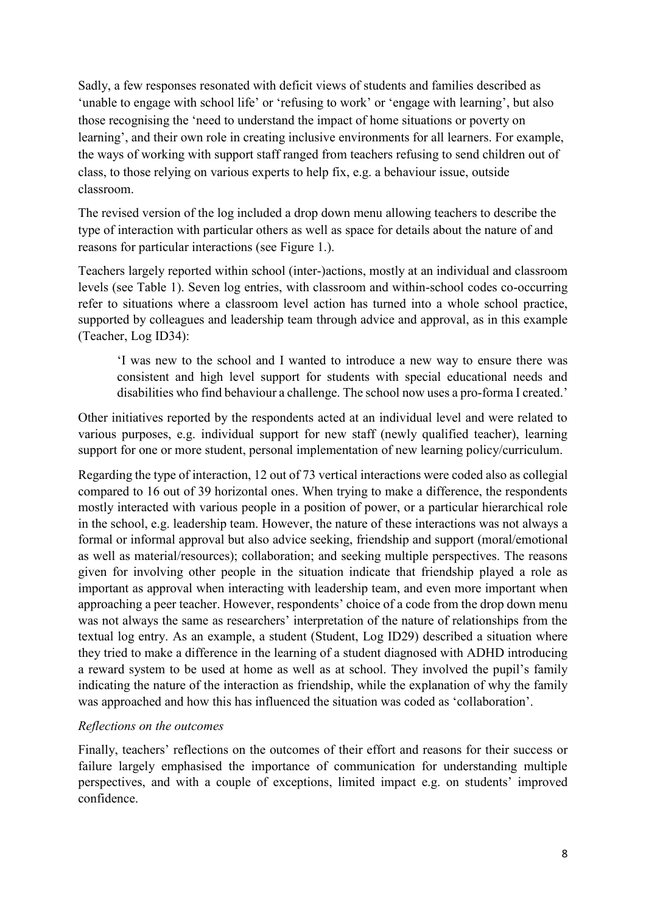Sadly, a few responses resonated with deficit views of students and families described as 'unable to engage with school life' or 'refusing to work' or 'engage with learning', but also those recognising the 'need to understand the impact of home situations or poverty on learning', and their own role in creating inclusive environments for all learners. For example, the ways of working with support staff ranged from teachers refusing to send children out of class, to those relying on various experts to help fix, e.g. a behaviour issue, outside classroom.

The revised version of the log included a drop down menu allowing teachers to describe the type of interaction with particular others as well as space for details about the nature of and reasons for particular interactions (see Figure 1.).

Teachers largely reported within school (inter-)actions, mostly at an individual and classroom levels (see Table 1). Seven log entries, with classroom and within-school codes co-occurring refer to situations where a classroom level action has turned into a whole school practice, supported by colleagues and leadership team through advice and approval, as in this example (Teacher, Log ID34):

> 'I was new to the school and I wanted to introduce a new way to ensure there was consistent and high level support for students with special educational needs and disabilities who find behaviour a challenge. The school now uses a pro-forma I created.'

Other initiatives reported by the respondents acted at an individual level and were related to various purposes, e.g. individual support for new staff (newly qualified teacher), learning support for one or more student, personal implementation of new learning policy/curriculum.

Regarding the type of interaction, 12 out of 73 vertical interactions were coded also as collegial compared to 16 out of 39 horizontal ones. When trying to make a difference, the respondents mostly interacted with various people in a position of power, or a particular hierarchical role in the school, e.g. leadership team. However, the nature of these interactions was not always a formal or informal approval but also advice seeking, friendship and support (moral/emotional as well as material/resources); collaboration; and seeking multiple perspectives. The reasons given for involving other people in the situation indicate that friendship played a role as important as approval when interacting with leadership team, and even more important when approaching a peer teacher. However, respondents' choice of a code from the drop down menu was not always the same as researchers' interpretation of the nature of relationships from the textual log entry. As an example, a student (Student, Log ID29) described a situation where they tried to make a difference in the learning of a student diagnosed with ADHD introducing a reward system to be used at home as well as at school. They involved the pupil's family indicating the nature of the interaction as friendship, while the explanation of why the family was approached and how this has influenced the situation was coded as 'collaboration'.

*Reflections on the outcomes*

Finally, teachers' reflections on the outcomes of their effort and reasons for their success or failure largely emphasised the importance of communication for understanding multiple perspectives, and with a couple of exceptions, limited impact e.g. on students' improved confidence.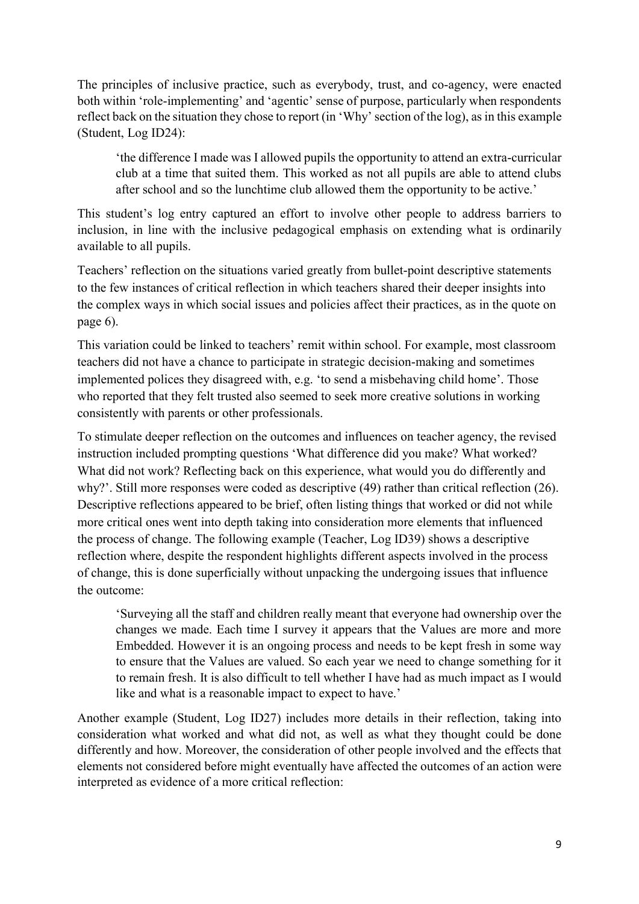The principles of inclusive practice, such as everybody, trust, and co-agency, were enacted both within 'role-implementing' and 'agentic' sense of purpose, particularly when respondents reflect back on the situation they chose to report (in 'Why' section of the log), as in this example (Student, Log ID24):

> 'the difference I made was I allowed pupils the opportunity to attend an extra-curricular club at a time that suited them. This worked as not all pupils are able to attend clubs after school and so the lunchtime club allowed them the opportunity to be active.'

This student's log entry captured an effort to involve other people to address barriers to inclusion, in line with the inclusive pedagogical emphasis on extending what is ordinarily available to all pupils.

Teachers' reflection on the situations varied greatly from bullet-point descriptive statements to the few instances of critical reflection in which teachers shared their deeper insights into the complex ways in which social issues and policies affect their practices, as in the quote on page 6).

This variation could be linked to teachers' remit within school. For example, most classroom teachers did not have a chance to participate in strategic decision-making and sometimes implemented polices they disagreed with, e.g. 'to send a misbehaving child home'. Those who reported that they felt trusted also seemed to seek more creative solutions in working consistently with parents or other professionals.

To stimulate deeper reflection on the outcomes and influences on teacher agency, the revised instruction included prompting questions 'What difference did you make? What worked? What did not work? Reflecting back on this experience, what would you do differently and why?'. Still more responses were coded as descriptive (49) rather than critical reflection (26). Descriptive reflections appeared to be brief, often listing things that worked or did not while more critical ones went into depth taking into consideration more elements that influenced the process of change. The following example (Teacher, Log ID39) shows a descriptive reflection where, despite the respondent highlights different aspects involved in the process of change, this is done superficially without unpacking the undergoing issues that influence the outcome:

> 'Surveying all the staff and children really meant that everyone had ownership over the changes we made. Each time I survey it appears that the Values are more and more Embedded. However it is an ongoing process and needs to be kept fresh in some way to ensure that the Values are valued. So each year we need to change something for it to remain fresh. It is also difficult to tell whether I have had as much impact as I would like and what is a reasonable impact to expect to have.'

Another example (Student, Log ID27) includes more details in their reflection, taking into consideration what worked and what did not, as well as what they thought could be done differently and how. Moreover, the consideration of other people involved and the effects that elements not considered before might eventually have affected the outcomes of an action were interpreted as evidence of a more critical reflection: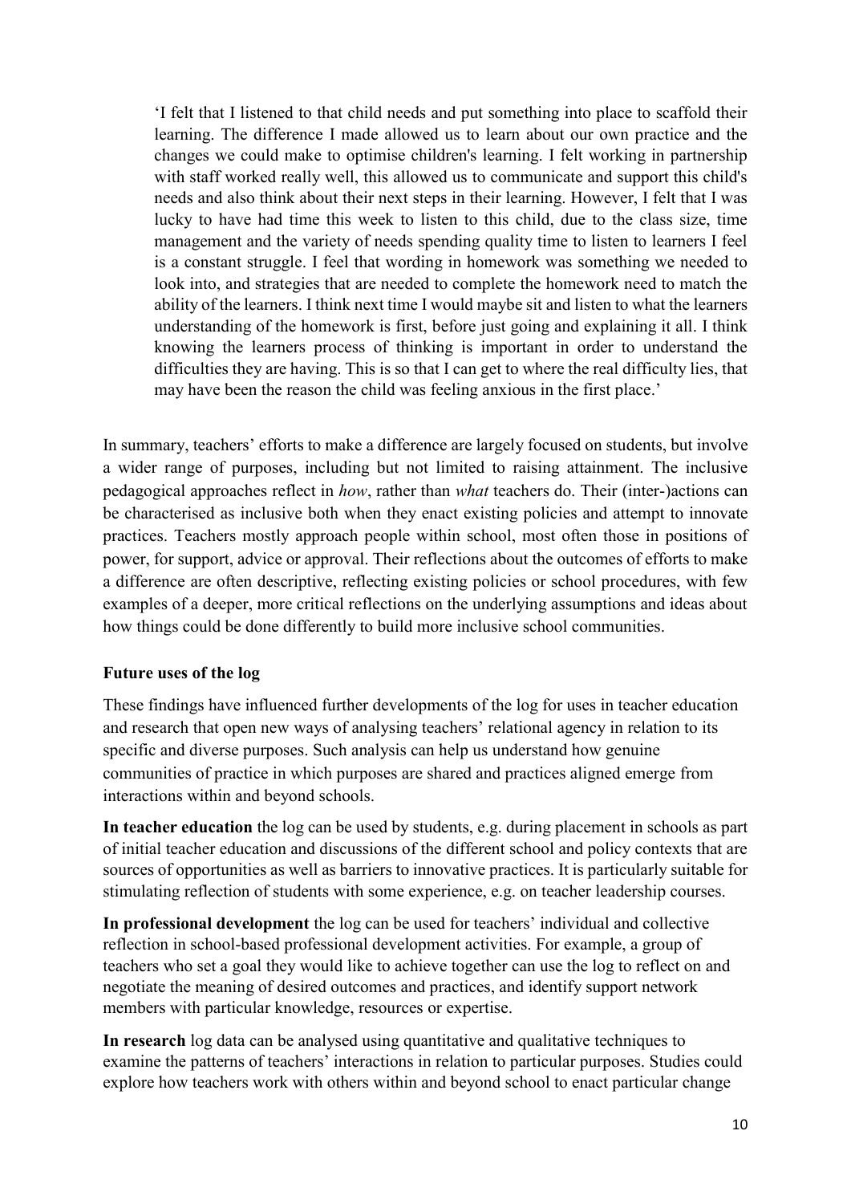> 'I felt that I listened to that child needs and put something into place to scaffold their learning. The difference I made allowed us to learn about our own practice and the changes we could make to optimise children's learning. I felt working in partnership with staff worked really well, this allowed us to communicate and support this child's needs and also think about their next steps in their learning. However, I felt that I was lucky to have had time this week to listen to this child, due to the class size, time management and the variety of needs spending quality time to listen to learners I feel is a constant struggle. I feel that wording in homework was something we needed to look into, and strategies that are needed to complete the homework need to match the ability of the learners. I think next time I would maybe sit and listen to what the learners understanding of the homework is first, before just going and explaining it all. I think knowing the learners process of thinking is important in order to understand the difficulties they are having. This is so that I can get to where the real difficulty lies, that may have been the reason the child was feeling anxious in the first place.'

In summary, teachers' efforts to make a difference are largely focused on students, but involve a wider range of purposes, including but not limited to raising attainment. The inclusive pedagogical approaches reflect in *how*, rather than *what* teachers do. Their (inter-)actions can be characterised as inclusive both when they enact existing policies and attempt to innovate practices. Teachers mostly approach people within school, most often those in positions of power, for support, advice or approval. Their reflections about the outcomes of efforts to make a difference are often descriptive, reflecting existing policies or school procedures, with few examples of a deeper, more critical reflections on the underlying assumptions and ideas about how things could be done differently to build more inclusive school communities.

**Future uses of the log**

These findings have influenced further developments of the log for uses in teacher education and research that open new ways of analysing teachers' relational agency in relation to its specific and diverse purposes. Such analysis can help us understand how genuine communities of practice in which purposes are shared and practices aligned emerge from interactions within and beyond schools.

**In teacher education** the log can be used by students, e.g. during placement in schools as part of initial teacher education and discussions of the different school and policy contexts that are sources of opportunities as well as barriers to innovative practices. It is particularly suitable for stimulating reflection of students with some experience, e.g. on teacher leadership courses.

**In professional development** the log can be used for teachers' individual and collective reflection in school-based professional development activities. For example, a group of teachers who set a goal they would like to achieve together can use the log to reflect on and negotiate the meaning of desired outcomes and practices, and identify support network members with particular knowledge, resources or expertise.

**In research** log data can be analysed using quantitative and qualitative techniques to examine the patterns of teachers' interactions in relation to particular purposes. Studies could explore how teachers work with others within and beyond school to enact particular change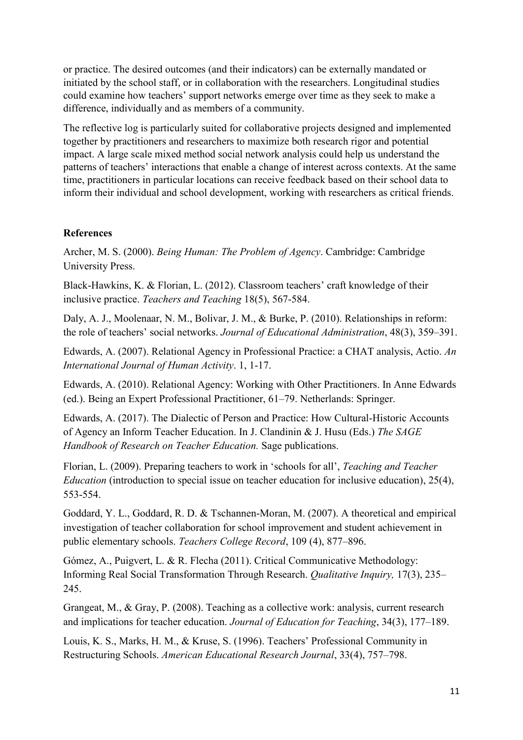or practice. The desired outcomes (and their indicators) can be externally mandated or initiated by the school staff, or in collaboration with the researchers. Longitudinal studies could examine how teachers' support networks emerge over time as they seek to make a difference, individually and as members of a community.

The reflective log is particularly suited for collaborative projects designed and implemented together by practitioners and researchers to maximize both research rigor and potential impact. A large scale mixed method social network analysis could help us understand the patterns of teachers' interactions that enable a change of interest across contexts. At the same time, practitioners in particular locations can receive feedback based on their school data to inform their individual and school development, working with researchers as critical friends.

## References

Archer, M. S. (2000). *Being Human: The Problem of Agency*. Cambridge: Cambridge University Press.

Black-Hawkins, K. & Florian, L. (2012). Classroom teachers' craft knowledge of their inclusive practice. *Teachers and Teaching* 18(5), 567-584.

Daly, A. J., Moolenaar, N. M., Bolivar, J. M., & Burke, P. (2010). Relationships in reform: the role of teachers' social networks. *Journal of Educational Administration*, 48(3), 359–391.

Edwards, A. (2007). Relational Agency in Professional Practice: a CHAT analysis, Actio. *An International Journal of Human Activity*. 1, 1-17.

Edwards, A. (2010). Relational Agency: Working with Other Practitioners. In Anne Edwards (ed.). Being an Expert Professional Practitioner, 61–79. Netherlands: Springer.

Edwards, A. (2017). The Dialectic of Person and Practice: How Cultural-Historic Accounts of Agency an Inform Teacher Education. In J. Clandinin & J. Husu (Eds.) *The SAGE Handbook of Research on Teacher Education.* Sage publications.

Florian, L. (2009). Preparing teachers to work in 'schools for all', *Teaching and Teacher Education* (introduction to special issue on teacher education for inclusive education), 25(4), 553-554.

Goddard, Y. L., Goddard, R. D. & Tschannen-Moran, M. (2007). A theoretical and empirical investigation of teacher collaboration for school improvement and student achievement in public elementary schools. *Teachers College Record*, 109 (4), 877–896.

Gómez, A., Puigvert, L. & R. Flecha (2011). Critical Communicative Methodology: Informing Real Social Transformation Through Research. *Qualitative Inquiry,* 17(3), 235–245.

Grangeat, M., & Gray, P. (2008). Teaching as a collective work: analysis, current research and implications for teacher education. *Journal of Education for Teaching*, 34(3), 177–189.

Louis, K. S., Marks, H. M., & Kruse, S. (1996). Teachers' Professional Community in Restructuring Schools. *American Educational Research Journal*, 33(4), 757–798.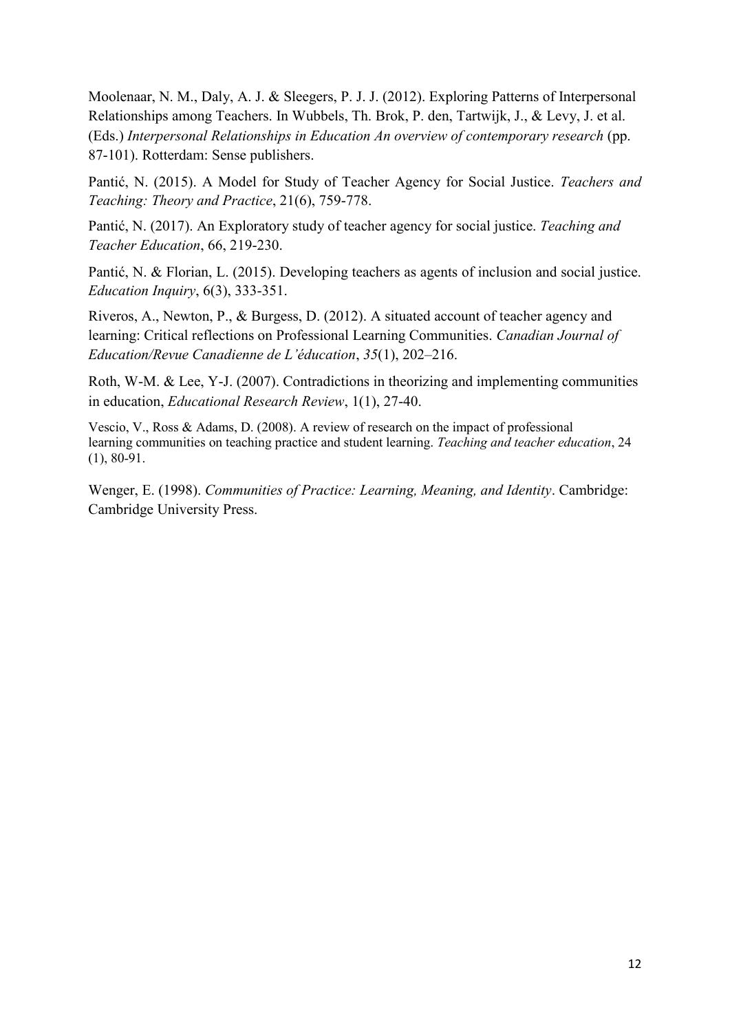Moolenaar, N. M., Daly, A. J. & Sleegers, P. J. J. (2012). Exploring Patterns of Interpersonal Relationships among Teachers. In Wubbels, Th. Brok, P. den, Tartwijk, J., & Levy, J. et al. (Eds.) *Interpersonal Relationships in Education An overview of contemporary research* (pp. 87-101). Rotterdam: Sense publishers.

Pantić, N. (2015). A Model for Study of Teacher Agency for Social Justice. *Teachers and Teaching: Theory and Practice*, 21(6), 759-778.

Pantić, N. (2017). An Exploratory study of teacher agency for social justice. *Teaching and Teacher Education*, 66, 219-230.

Pantić, N. & Florian, L. (2015). Developing teachers as agents of inclusion and social justice. *Education Inquiry*, 6(3), 333-351.

Riveros, A., Newton, P., & Burgess, D. (2012). A situated account of teacher agency and learning: Critical reflections on Professional Learning Communities. *Canadian Journal of Education/Revue Canadienne de L'éducation*, *35*(1), 202–216.

Roth, W-M. & Lee, Y-J. (2007). Contradictions in theorizing and implementing communities in education, *Educational Research Review*, 1(1), 27-40.

Vescio, V., Ross & Adams, D. (2008). A review of research on the impact of professional learning communities on teaching practice and student learning. *Teaching and teacher education*, 24 (1), 80-91.

Wenger, E. (1998). *Communities of Practice: Learning, Meaning, and Identity*. Cambridge: Cambridge University Press.